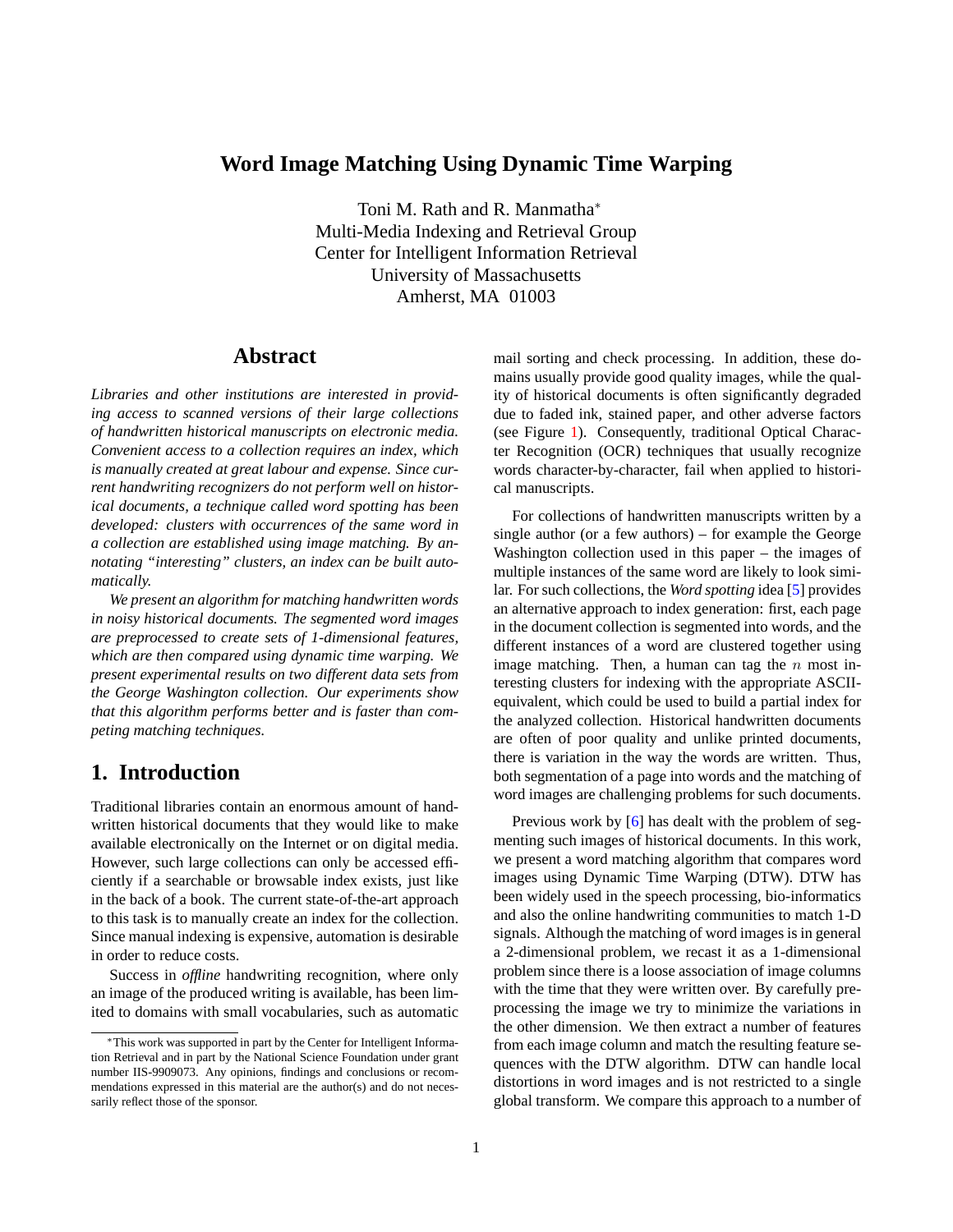# Word Image Matching Using Dynamic Time Warping

Toni M. Rath and R. Manmatha*
Multi-Media Indexing and Retrieval Group
Center for Intelligent Information Retrieval
University of Massachusetts
Amherst, MA 01003

## Abstract

*Libraries and other institutions are interested in providing access to scanned versions of their large collections of handwritten historical manuscripts on electronic media. Convenient access to a collection requires an index, which is manually created at great labour and expense. Since current handwriting recognizers do not perform well on historical documents, a technique called word spotting has been developed: clusters with occurrences of the same word in a collection are established using image matching. By annotating "interesting" clusters, an index can be built automatically.*

*We present an algorithm for matching handwritten words in noisy historical documents. The segmented word images are preprocessed to create sets of 1-dimensional features, which are then compared using dynamic time warping. We present experimental results on two different data sets from the George Washington collection. Our experiments show that this algorithm performs better and is faster than competing matching techniques.*

## 1. Introduction

Traditional libraries contain an enormous amount of handwritten historical documents that they would like to make available electronically on the Internet or on digital media. However, such large collections can only be accessed efficiently if a searchable or browsable index exists, just like in the back of a book. The current state-of-the-art approach to this task is to manually create an index for the collection. Since manual indexing is expensive, automation is desirable in order to reduce costs.

Success in *offline* handwriting recognition, where only an image of the produced writing is available, has been limited to domains with small vocabularies, such as automatic mail sorting and check processing. In addition, these domains usually provide good quality images, while the quality of historical documents is often significantly degraded due to faded ink, stained paper, and other adverse factors (see Figure 1). Consequently, traditional Optical Character Recognition (OCR) techniques that usually recognize words character-by-character, fail when applied to historical manuscripts.

For collections of handwritten manuscripts written by a single author (or a few authors) – for example the George Washington collection used in this paper – the images of multiple instances of the same word are likely to look similar. For such collections, the *Word spotting* idea [5] provides an alternative approach to index generation: first, each page in the document collection is segmented into words, and the different instances of a word are clustered together using image matching. Then, a human can tag the $n$ most interesting clusters for indexing with the appropriate ASCII-equivalent, which could be used to build a partial index for the analyzed collection. Historical handwritten documents are often of poor quality and unlike printed documents, there is variation in the way the words are written. Thus, both segmentation of a page into words and the matching of word images are challenging problems for such documents.

Previous work by [6] has dealt with the problem of segmenting such images of historical documents. In this work, we present a word matching algorithm that compares word images using Dynamic Time Warping (DTW). DTW has been widely used in the speech processing, bio-informatics and also the online handwriting communities to match 1-D signals. Although the matching of word images is in general a 2-dimensional problem, we recast it as a 1-dimensional problem since there is a loose association of image columns with the time that they were written over. By carefully preprocessing the image we try to minimize the variations in the other dimension. We then extract a number of features from each image column and match the resulting feature sequences with the DTW algorithm. DTW can handle local distortions in word images and is not restricted to a single global transform. We compare this approach to a number of

*This work was supported in part by the Center for Intelligent Information Retrieval and in part by the National Science Foundation under grant number IIS-9909073. Any opinions, findings and conclusions or recommendations expressed in this material are the author(s) and do not necessarily reflect those of the sponsor.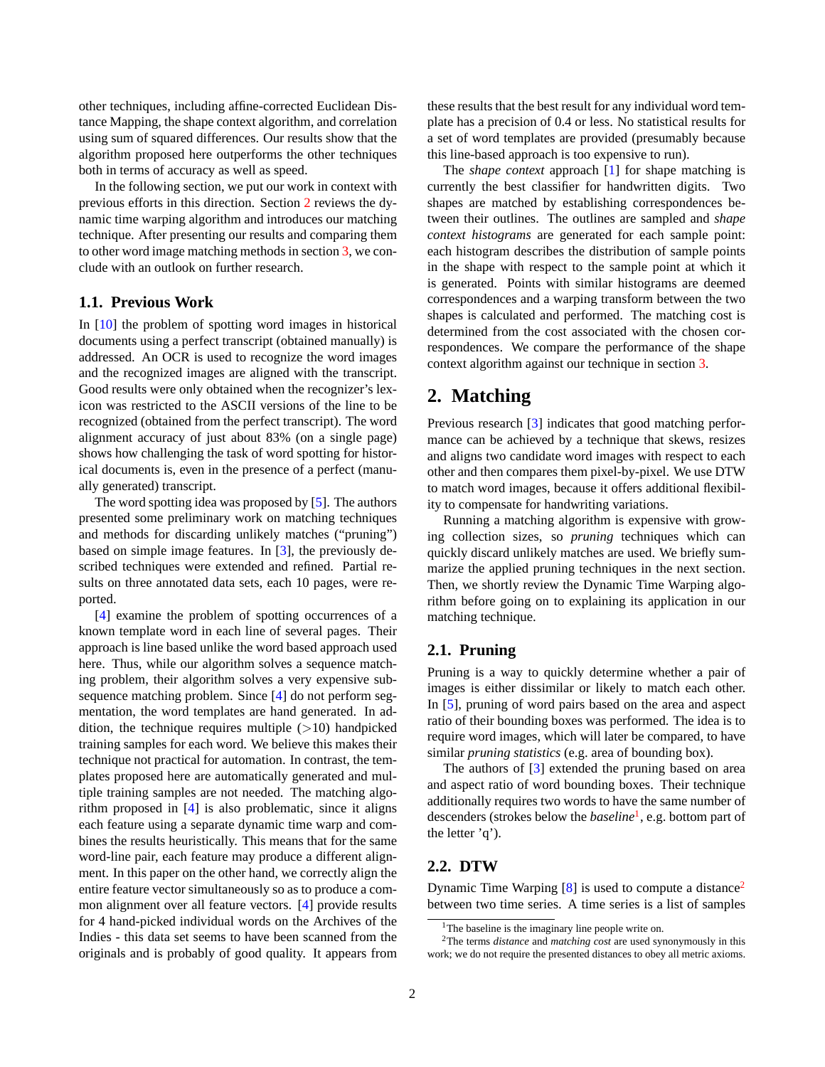other techniques, including affine-corrected Euclidean Distance Mapping, the shape context algorithm, and correlation using sum of squared differences. Our results show that the algorithm proposed here outperforms the other techniques both in terms of accuracy as well as speed.

In the following section, we put our work in context with previous efforts in this direction. Section 2 reviews the dynamic time warping algorithm and introduces our matching technique. After presenting our results and comparing them to other word image matching methods in section 3, we conclude with an outlook on further research.

### 1.1. Previous Work

In [10] the problem of spotting word images in historical documents using a perfect transcript (obtained manually) is addressed. An OCR is used to recognize the word images and the recognized images are aligned with the transcript. Good results were only obtained when the recognizer's lexicon was restricted to the ASCII versions of the line to be recognized (obtained from the perfect transcript). The word alignment accuracy of just about 83% (on a single page) shows how challenging the task of word spotting for historical documents is, even in the presence of a perfect (manually generated) transcript.

The word spotting idea was proposed by [5]. The authors presented some preliminary work on matching techniques and methods for discarding unlikely matches ("pruning") based on simple image features. In [3], the previously described techniques were extended and refined. Partial results on three annotated data sets, each 10 pages, were reported.

[4] examine the problem of spotting occurrences of a known template word in each line of several pages. Their approach is line based unlike the word based approach used here. Thus, while our algorithm solves a sequence matching problem, their algorithm solves a very expensive subsequence matching problem. Since [4] do not perform segmentation, the word templates are hand generated. In addition, the technique requires multiple ($>$10) handpicked training samples for each word. We believe this makes their technique not practical for automation. In contrast, the templates proposed here are automatically generated and multiple training samples are not needed. The matching algorithm proposed in [4] is also problematic, since it aligns each feature using a separate dynamic time warp and combines the results heuristically. This means that for the same word-line pair, each feature may produce a different alignment. In this paper on the other hand, we correctly align the entire feature vector simultaneously so as to produce a common alignment over all feature vectors. [4] provide results for 4 hand-picked individual words on the Archives of the Indies - this data set seems to have been scanned from the originals and is probably of good quality. It appears from these results that the best result for any individual word template has a precision of 0.4 or less. No statistical results for a set of word templates are provided (presumably because this line-based approach is too expensive to run).

The *shape context* approach [1] for shape matching is currently the best classifier for handwritten digits. Two shapes are matched by establishing correspondences between their outlines. The outlines are sampled and *shape context histograms* are generated for each sample point: each histogram describes the distribution of sample points in the shape with respect to the sample point at which it is generated. Points with similar histograms are deemed correspondences and a warping transform between the two shapes is calculated and performed. The matching cost is determined from the cost associated with the chosen correspondences. We compare the performance of the shape context algorithm against our technique in section 3.

## 2. Matching

Previous research [3] indicates that good matching performance can be achieved by a technique that skews, resizes and aligns two candidate word images with respect to each other and then compares them pixel-by-pixel. We use DTW to match word images, because it offers additional flexibility to compensate for handwriting variations.

Running a matching algorithm is expensive with growing collection sizes, so *pruning* techniques which can quickly discard unlikely matches are used. We briefly summarize the applied pruning techniques in the next section. Then, we shortly review the Dynamic Time Warping algorithm before going on to explaining its application in our matching technique.

### 2.1. Pruning

Pruning is a way to quickly determine whether a pair of images is either dissimilar or likely to match each other. In [5], pruning of word pairs based on the area and aspect ratio of their bounding boxes was performed. The idea is to require word images, which will later be compared, to have similar *pruning statistics* (e.g. area of bounding box).

The authors of [3] extended the pruning based on area and aspect ratio of word bounding boxes. Their technique additionally requires two words to have the same number of descenders (strokes below the *baseline*[1], e.g. bottom part of the letter 'q').

### 2.2. DTW

Dynamic Time Warping [8] is used to compute a distance[2] between two time series. A time series is a list of samples

[1]The baseline is the imaginary line people write on.

[2]The terms *distance* and *matching cost* are used synonymously in this work; we do not require the presented distances to obey all metric axioms.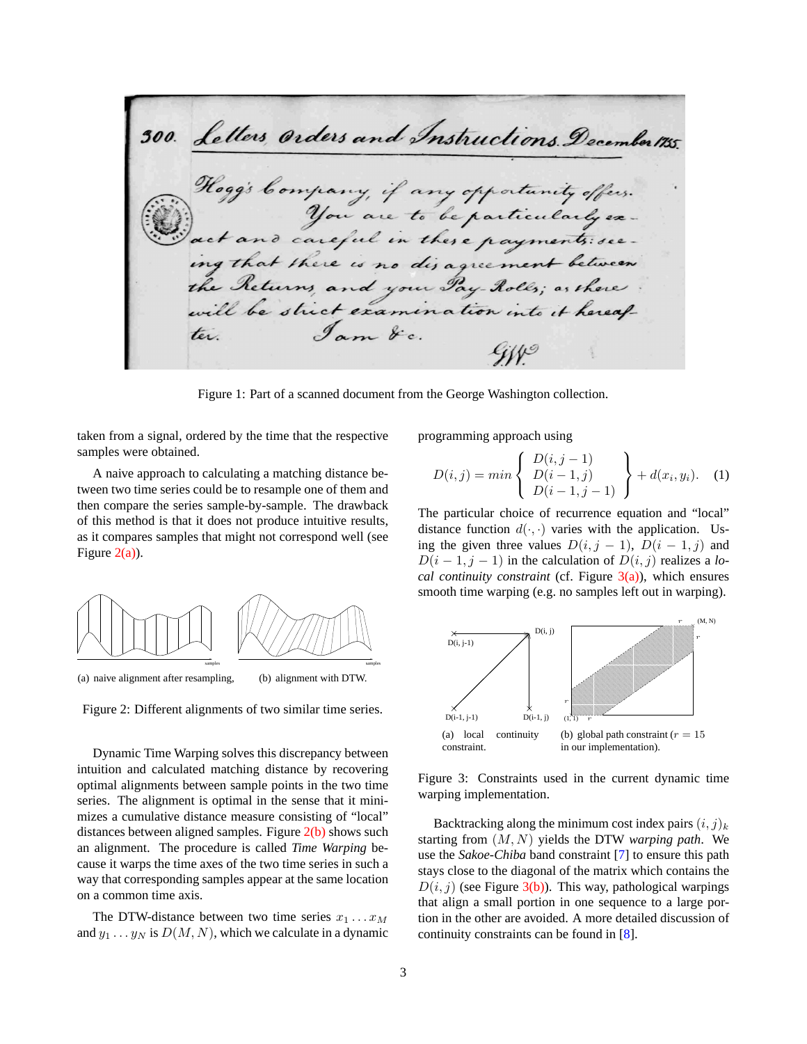Figure 1: Part of a scanned document from the George Washington collection.

taken from a signal, ordered by the time that the respective samples were obtained.

A naive approach to calculating a matching distance between two time series could be to resample one of them and then compare the series sample-by-sample. The drawback of this method is that it does not produce intuitive results, as it compares samples that might not correspond well (see Figure 2(a)).

(a) naive alignment after resampling, (b) alignment with DTW.

Figure 2: Different alignments of two similar time series.

Dynamic Time Warping solves this discrepancy between intuition and calculated matching distance by recovering optimal alignments between sample points in the two time series. The alignment is optimal in the sense that it minimizes a cumulative distance measure consisting of "local" distances between aligned samples. Figure 2(b) shows such an alignment. The procedure is called *Time Warping* because it warps the time axes of the two time series in such a way that corresponding samples appear at the same location on a common time axis.

The DTW-distance between two time series $x_1 \dots x_M$ and $y_1 \dots y_N$ is $D(M, N)$, which we calculate in a dynamic programming approach using

$$D(i,j) = min \left\{ \begin{array}{l} D(i,j-1) \\ D(i-1,j) \\ D(i-1,j-1) \end{array} \right\} + d(x_i, y_i). \quad (1)$$

The particular choice of recurrence equation and "local" distance function $d(\cdot, \cdot)$ varies with the application. Using the given three values $D(i, j-1)$, $D(i-1, j)$ and $D(i-1, j-1)$ in the calculation of $D(i, j)$ realizes a *local continuity constraint* (cf. Figure 3(a)), which ensures smooth time warping (e.g. no samples left out in warping).

(a) local continuity constraint. (b) global path constraint ($r = 15$ in our implementation).

Figure 3: Constraints used in the current dynamic time warping implementation.

Backtracking along the minimum cost index pairs $(i, j)_k$ starting from $(M, N)$ yields the DTW *warping path*. We use the *Sakoe-Chiba* band constraint [7] to ensure this path stays close to the diagonal of the matrix which contains the $D(i, j)$ (see Figure 3(b)). This way, pathological warpings that align a small portion in one sequence to a large portion in the other are avoided. A more detailed discussion of continuity constraints can be found in [8].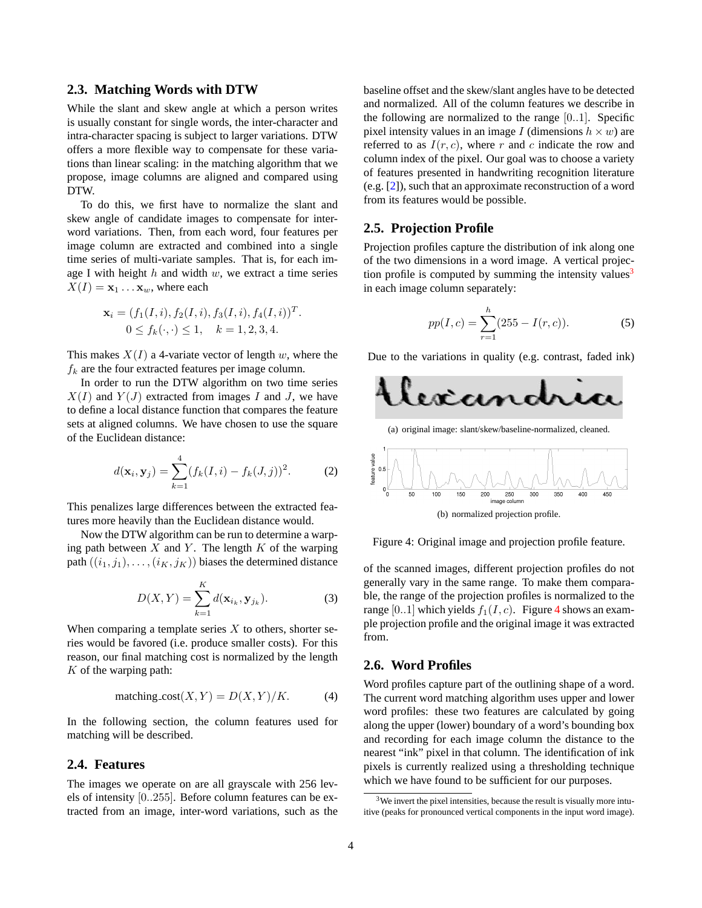## 2.3. Matching Words with DTW

While the slant and skew angle at which a person writes is usually constant for single words, the inter-character and intra-character spacing is subject to larger variations. DTW offers a more flexible way to compensate for these variations than linear scaling: in the matching algorithm that we propose, image columns are aligned and compared using DTW.

To do this, we first have to normalize the slant and skew angle of candidate images to compensate for inter-word variations. Then, from each word, four features per image column are extracted and combined into a single time series of multi-variate samples. That is, for each image I with height $h$ and width $w$, we extract a time series $X(I) = \mathbf{x}_1 \dots \mathbf{x}_w$, where each

$$\mathbf{x}_i = (f_1(I,i), f_2(I,i), f_3(I,i), f_4(I,i))^T. \quad 0 \leq f_k(\cdot,\cdot) \leq 1, \quad k = 1,2,3,4.$$

This makes $X(I)$ a 4-variate vector of length $w$, where the $f_k$ are the four extracted features per image column.

In order to run the DTW algorithm on two time series $X(I)$ and $Y(J)$ extracted from images $I$ and $J$, we have to define a local distance function that compares the feature sets at aligned columns. We have chosen to use the square of the Euclidean distance:

$$d(\mathbf{x}_i, \mathbf{y}_j) = \sum_{k=1}^{4} (f_k(I,i) - f_k(J,j))^2. \tag{2}$$

This penalizes large differences between the extracted features more heavily than the Euclidean distance would.

Now the DTW algorithm can be run to determine a warping path between $X$ and $Y$. The length $K$ of the warping path $((i_1,j_1),\dots,(i_K,j_K))$ biases the determined distance

$$D(X,Y) = \sum_{k=1}^{K} d(\mathbf{x}_{i_k}, \mathbf{y}_{j_k}). \tag{3}$$

When comparing a template series $X$ to others, shorter series would be favored (i.e. produce smaller costs). For this reason, our final matching cost is normalized by the length $K$ of the warping path:

$$\text{matching\_cost}(X,Y) = D(X,Y)/K. \tag{4}$$

In the following section, the column features used for matching will be described.

## 2.4. Features

The images we operate on are all grayscale with 256 levels of intensity $[0..255]$. Before column features can be extracted from an image, inter-word variations, such as the baseline offset and the skew/slant angles have to be detected and normalized. All of the column features we describe in the following are normalized to the range $[0..1]$. Specific pixel intensity values in an image $I$ (dimensions $h \times w$) are referred to as $I(r,c)$, where $r$ and $c$ indicate the row and column index of the pixel. Our goal was to choose a variety of features presented in handwriting recognition literature (e.g. [2]), such that an approximate reconstruction of a word from its features would be possible.

## 2.5. Projection Profile

Projection profiles capture the distribution of ink along one of the two dimensions in a word image. A vertical projection profile is computed by summing the intensity values[3] in each image column separately:

$$pp(I,c) = \sum_{r=1}^{h} (255 - I(r,c)). \tag{5}$$

Due to the variations in quality (e.g. contrast, faded ink) of the scanned images, different projection profiles do not generally vary in the same range. To make them comparable, the range of the projection profiles is normalized to the range $[0..1]$ which yields $f_1(I,c)$. Figure 4 shows an example projection profile and the original image it was extracted from.

(a) original image: slant/skew/baseline-normalized, cleaned.

(b) normalized projection profile.

Figure 4: Original image and projection profile feature.

## 2.6. Word Profiles

Word profiles capture part of the outlining shape of a word. The current word matching algorithm uses upper and lower word profiles: these two features are calculated by going along the upper (lower) boundary of a word's bounding box and recording for each image column the distance to the nearest "ink" pixel in that column. The identification of ink pixels is currently realized using a thresholding technique which we have found to be sufficient for our purposes.

[3] We invert the pixel intensities, because the result is visually more intuitive (peaks for pronounced vertical components in the input word image).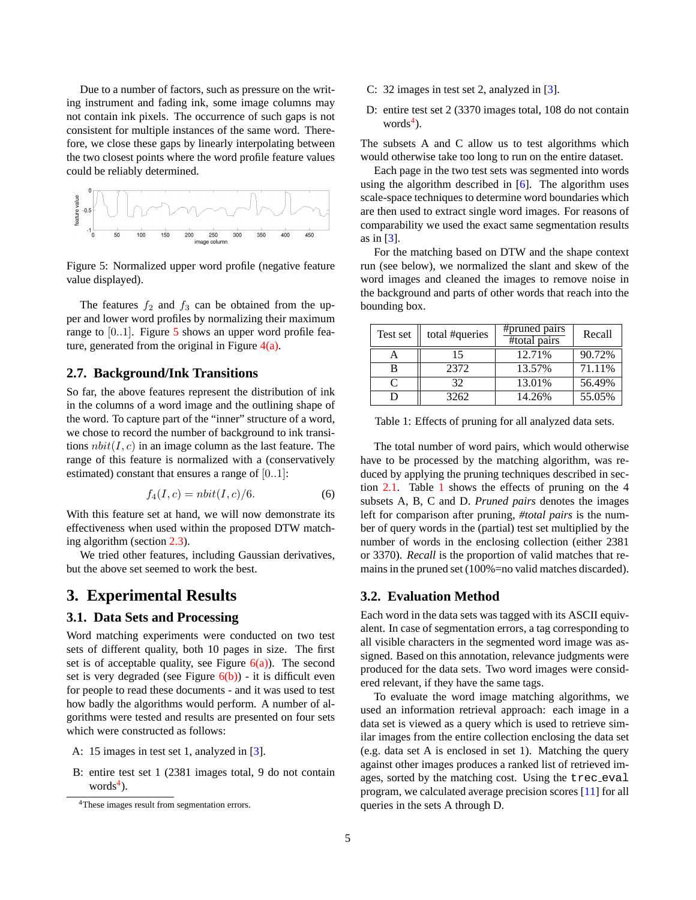Due to a number of factors, such as pressure on the writing instrument and fading ink, some image columns may not contain ink pixels. The occurrence of such gaps is not consistent for multiple instances of the same word. Therefore, we close these gaps by linearly interpolating between the two closest points where the word profile feature values could be reliably determined.

Figure 5: Normalized upper word profile (negative feature value displayed).

The features $f_2$ and $f_3$ can be obtained from the upper and lower word profiles by normalizing their maximum range to $[0..1]$. Figure 5 shows an upper word profile feature, generated from the original in Figure 4(a).

### 2.7. Background/Ink Transitions

So far, the above features represent the distribution of ink in the columns of a word image and the outlining shape of the word. To capture part of the "inner" structure of a word, we chose to record the number of background to ink transitions $nbit(I, c)$ in an image column as the last feature. The range of this feature is normalized with a (conservatively estimated) constant that ensures a range of $[0..1]$:

$$f_4(I, c) = nbit(I, c)/6. \tag{6}$$

With this feature set at hand, we will now demonstrate its effectiveness when used within the proposed DTW matching algorithm (section 2.3).

We tried other features, including Gaussian derivatives, but the above set seemed to work the best.

## 3. Experimental Results

### 3.1. Data Sets and Processing

Word matching experiments were conducted on two test sets of different quality, both 10 pages in size. The first set is of acceptable quality, see Figure 6(a)). The second set is very degraded (see Figure 6(b)) - it is difficult even for people to read these documents - and it was used to test how badly the algorithms would perform. A number of algorithms were tested and results are presented on four sets which were constructed as follows:

- A: 15 images in test set 1, analyzed in [3].
- B: entire test set 1 (2381 images total, 9 do not contain words[4]).
- C: 32 images in test set 2, analyzed in [3].
- D: entire test set 2 (3370 images total, 108 do not contain words[4]).

[4]These images result from segmentation errors.

The subsets A and C allow us to test algorithms which would otherwise take too long to run on the entire dataset.

Each page in the two test sets was segmented into words using the algorithm described in [6]. The algorithm uses scale-space techniques to determine word boundaries which are then used to extract single word images. For reasons of comparability we used the exact same segmentation results as in [3].

For the matching based on DTW and the shape context run (see below), we normalized the slant and skew of the word images and cleaned the images to remove noise in the background and parts of other words that reach into the bounding box.

| Test set | total #queries | #pruned pairs / #total pairs | Recall |
|---|---|---|---|
| A | 15 | 12.71% | 90.72% |
| B | 2372 | 13.57% | 71.11% |
| C | 32 | 13.01% | 56.49% |
| D | 3262 | 14.26% | 55.05% |

Table 1: Effects of pruning for all analyzed data sets.

The total number of word pairs, which would otherwise have to be processed by the matching algorithm, was reduced by applying the pruning techniques described in section 2.1. Table 1 shows the effects of pruning on the 4 subsets A, B, C and D. *Pruned pairs* denotes the images left for comparison after pruning, *#total pairs* is the number of query words in the (partial) test set multiplied by the number of words in the enclosing collection (either 2381 or 3370). *Recall* is the proportion of valid matches that remains in the pruned set (100%=no valid matches discarded).

### 3.2. Evaluation Method

Each word in the data sets was tagged with its ASCII equivalent. In case of segmentation errors, a tag corresponding to all visible characters in the segmented word image was assigned. Based on this annotation, relevance judgments were produced for the data sets. Two word images were considered relevant, if they have the same tags.

To evaluate the word image matching algorithms, we used an information retrieval approach: each image in a data set is viewed as a query which is used to retrieve similar images from the entire collection enclosing the data set (e.g. data set A is enclosed in set 1). Matching the query against other images produces a ranked list of retrieved images, sorted by the matching cost. Using the `trec_eval` program, we calculated average precision scores [11] for all queries in the sets A through D.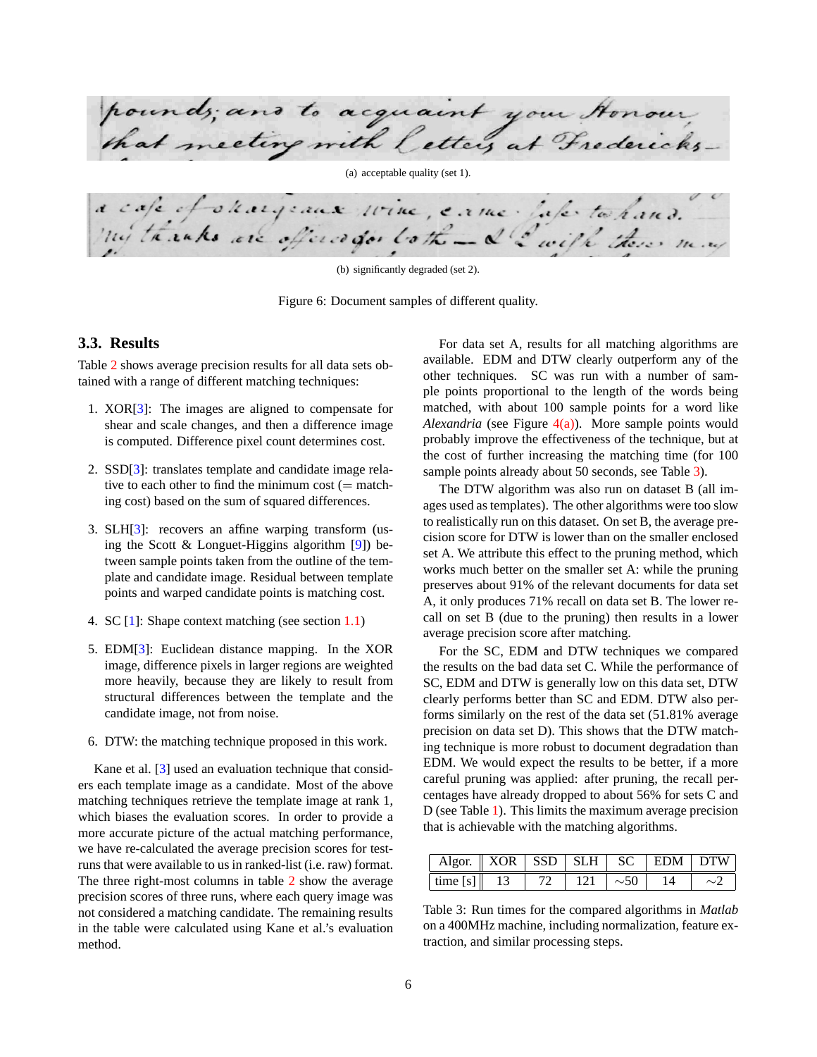(a) acceptable quality (set 1).

(b) significantly degraded (set 2).

Figure 6: Document samples of different quality.

### 3.3. Results

Table 2 shows average precision results for all data sets obtained with a range of different matching techniques:

1. XOR[3]: The images are aligned to compensate for shear and scale changes, and then a difference image is computed. Difference pixel count determines cost.

2. SSD[3]: translates template and candidate image relative to each other to find the minimum cost (= matching cost) based on the sum of squared differences.

3. SLH[3]: recovers an affine warping transform (using the Scott & Longuet-Higgins algorithm [9]) between sample points taken from the outline of the template and candidate image. Residual between template points and warped candidate points is matching cost.

4. SC [1]: Shape context matching (see section 1.1)

5. EDM[3]: Euclidean distance mapping. In the XOR image, difference pixels in larger regions are weighted more heavily, because they are likely to result from structural differences between the template and the candidate image, not from noise.

6. DTW: the matching technique proposed in this work.

Kane et al. [3] used an evaluation technique that considers each template image as a candidate. Most of the above matching techniques retrieve the template image at rank 1, which biases the evaluation scores. In order to provide a more accurate picture of the actual matching performance, we have re-calculated the average precision scores for test-runs that were available to us in ranked-list (i.e. raw) format. The three right-most columns in table 2 show the average precision scores of three runs, where each query image was not considered a matching candidate. The remaining results in the table were calculated using Kane et al.'s evaluation method.

For data set A, results for all matching algorithms are available. EDM and DTW clearly outperform any of the other techniques. SC was run with a number of sample points proportional to the length of the words being matched, with about 100 sample points for a word like *Alexandria* (see Figure 4(a)). More sample points would probably improve the effectiveness of the technique, but at the cost of further increasing the matching time (for 100 sample points already about 50 seconds, see Table 3).

The DTW algorithm was also run on dataset B (all images used as templates). The other algorithms were too slow to realistically run on this dataset. On set B, the average precision score for DTW is lower than on the smaller enclosed set A. We attribute this effect to the pruning method, which works much better on the smaller set A: while the pruning preserves about 91% of the relevant documents for data set A, it only produces 71% recall on data set B. The lower recall on set B (due to the pruning) then results in a lower average precision score after matching.

For the SC, EDM and DTW techniques we compared the results on the bad data set C. While the performance of SC, EDM and DTW is generally low on this data set, DTW clearly performs better than SC and EDM. DTW also performs similarly on the rest of the data set (51.81% average precision on data set D). This shows that the DTW matching technique is more robust to document degradation than EDM. We would expect the results to be better, if a more careful pruning was applied: after pruning, the recall percentages have already dropped to about 56% for sets C and D (see Table 1). This limits the maximum average precision that is achievable with the matching algorithms.

| Algor. | XOR | SSD | SLH | SC | EDM | DTW |
|---|---|---|---|---|---|---|
| time [s] | 13 | 72 | 121 | ∼50 | 14 | ∼2 |

Table 3: Run times for the compared algorithms in *Matlab* on a 400MHz machine, including normalization, feature extraction, and similar processing steps.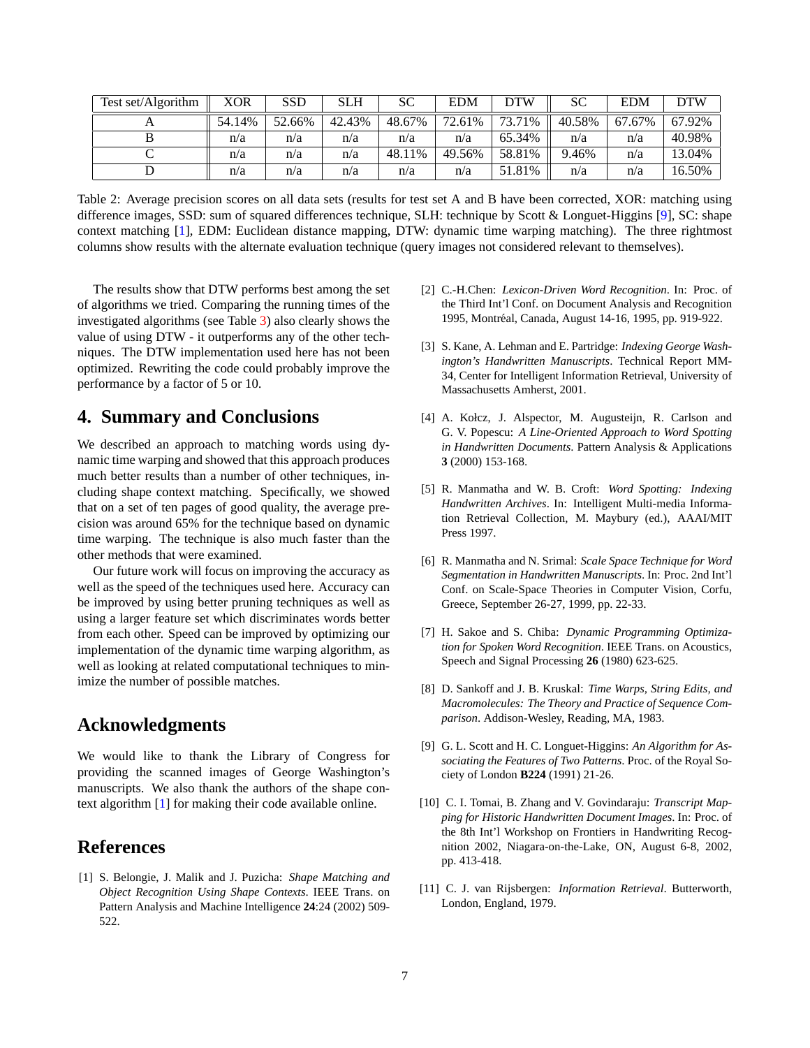| Test set/Algorithm | XOR | SSD | SLH | SC | EDM | DTW | SC | EDM | DTW |
|---|---|---|---|---|---|---|---|---|---|
| A | 54.14% | 52.66% | 42.43% | 48.67% | 72.61% | 73.71% | 40.58% | 67.67% | 67.92% |
| B | n/a | n/a | n/a | n/a | n/a | 65.34% | n/a | n/a | 40.98% |
| C | n/a | n/a | n/a | 48.11% | 49.56% | 58.81% | 9.46% | n/a | 13.04% |
| D | n/a | n/a | n/a | n/a | n/a | 51.81% | n/a | n/a | 16.50% |

Table 2: Average precision scores on all data sets (results for test set A and B have been corrected, XOR: matching using difference images, SSD: sum of squared differences technique, SLH: technique by Scott & Longuet-Higgins [9], SC: shape context matching [1], EDM: Euclidean distance mapping, DTW: dynamic time warping matching). The three rightmost columns show results with the alternate evaluation technique (query images not considered relevant to themselves).

The results show that DTW performs best among the set of algorithms we tried. Comparing the running times of the investigated algorithms (see Table 3) also clearly shows the value of using DTW - it outperforms any of the other techniques. The DTW implementation used here has not been optimized. Rewriting the code could probably improve the performance by a factor of 5 or 10.

## 4. Summary and Conclusions

We described an approach to matching words using dynamic time warping and showed that this approach produces much better results than a number of other techniques, including shape context matching. Specifically, we showed that on a set of ten pages of good quality, the average precision was around 65% for the technique based on dynamic time warping. The technique is also much faster than the other methods that were examined.

Our future work will focus on improving the accuracy as well as the speed of the techniques used here. Accuracy can be improved by using better pruning techniques as well as using a larger feature set which discriminates words better from each other. Speed can be improved by optimizing our implementation of the dynamic time warping algorithm, as well as looking at related computational techniques to minimize the number of possible matches.

## Acknowledgments

We would like to thank the Library of Congress for providing the scanned images of George Washington's manuscripts. We also thank the authors of the shape context algorithm [1] for making their code available online.

## References

[1] S. Belongie, J. Malik and J. Puzicha: *Shape Matching and Object Recognition Using Shape Contexts*. IEEE Trans. on Pattern Analysis and Machine Intelligence **24**:24 (2002) 509-522.

[2] C.-H.Chen: *Lexicon-Driven Word Recognition*. In: Proc. of the Third Int'l Conf. on Document Analysis and Recognition 1995, Montréal, Canada, August 14-16, 1995, pp. 919-922.

[3] S. Kane, A. Lehman and E. Partridge: *Indexing George Washington's Handwritten Manuscripts*. Technical Report MM-34, Center for Intelligent Information Retrieval, University of Massachusetts Amherst, 2001.

[4] A. Kołcz, J. Alspector, M. Augusteijn, R. Carlson and G. V. Popescu: *A Line-Oriented Approach to Word Spotting in Handwritten Documents*. Pattern Analysis & Applications **3** (2000) 153-168.

[5] R. Manmatha and W. B. Croft: *Word Spotting: Indexing Handwritten Archives*. In: Intelligent Multi-media Information Retrieval Collection, M. Maybury (ed.), AAAI/MIT Press 1997.

[6] R. Manmatha and N. Srimal: *Scale Space Technique for Word Segmentation in Handwritten Manuscripts*. In: Proc. 2nd Int'l Conf. on Scale-Space Theories in Computer Vision, Corfu, Greece, September 26-27, 1999, pp. 22-33.

[7] H. Sakoe and S. Chiba: *Dynamic Programming Optimization for Spoken Word Recognition*. IEEE Trans. on Acoustics, Speech and Signal Processing **26** (1980) 623-625.

[8] D. Sankoff and J. B. Kruskal: *Time Warps, String Edits, and Macromolecules: The Theory and Practice of Sequence Comparison*. Addison-Wesley, Reading, MA, 1983.

[9] G. L. Scott and H. C. Longuet-Higgins: *An Algorithm for Associating the Features of Two Patterns*. Proc. of the Royal Society of London **B224** (1991) 21-26.

[10] C. I. Tomai, B. Zhang and V. Govindaraju: *Transcript Mapping for Historic Handwritten Document Images*. In: Proc. of the 8th Int'l Workshop on Frontiers in Handwriting Recognition 2002, Niagara-on-the-Lake, ON, August 6-8, 2002, pp. 413-418.

[11] C. J. van Rijsbergen: *Information Retrieval*. Butterworth, London, England, 1979.